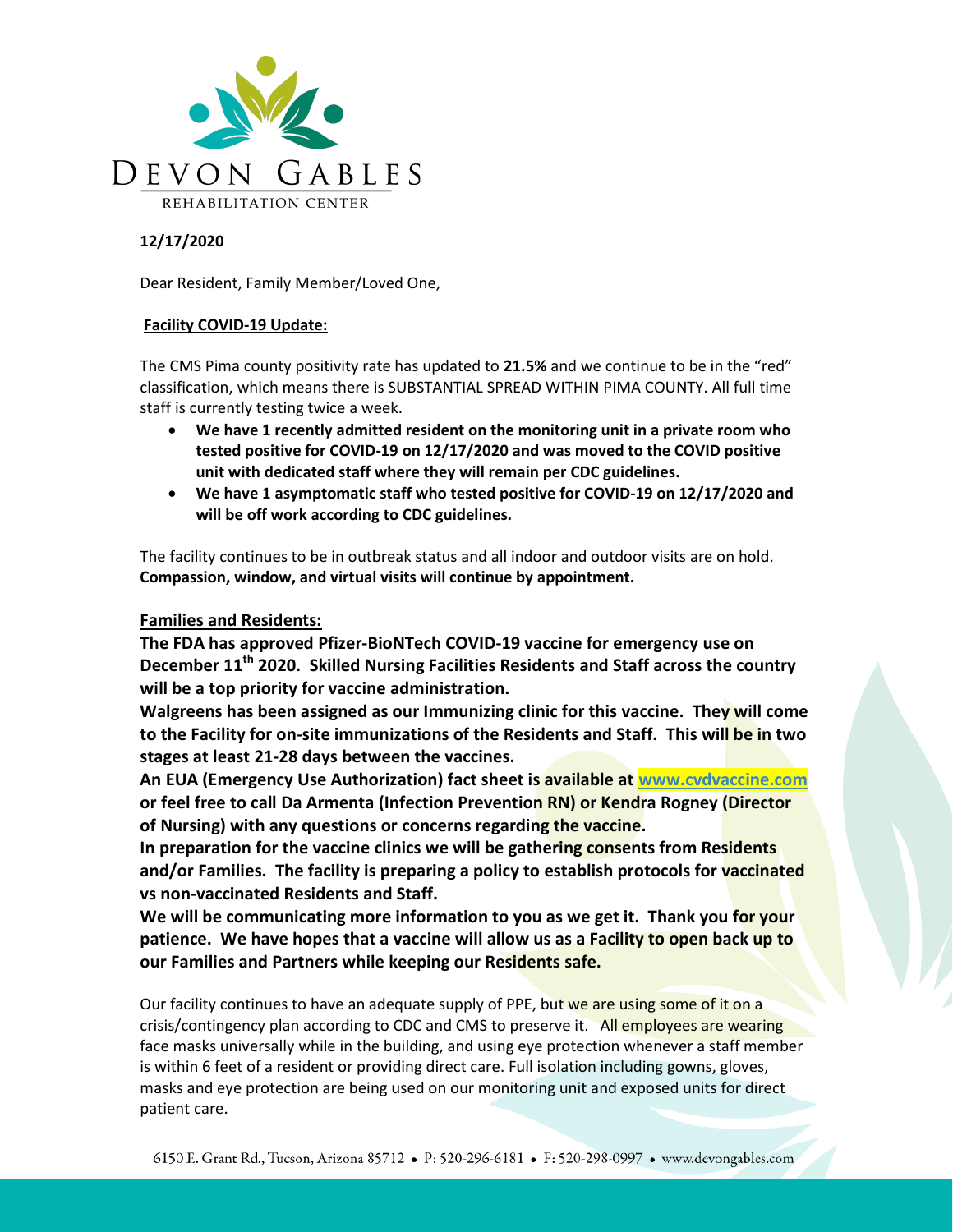DEVON GABLES
REHABILITATION CENTER

**12/17/2020**

Dear Resident, Family Member/Loved One,

**Facility COVID-19 Update:**

The CMS Pima county positivity rate has updated to **21.5%** and we continue to be in the "red" classification, which means there is SUBSTANTIAL SPREAD WITHIN PIMA COUNTY. All full time staff is currently testing twice a week.

- **We have 1 recently admitted resident on the monitoring unit in a private room who tested positive for COVID-19 on 12/17/2020 and was moved to the COVID positive unit with dedicated staff where they will remain per CDC guidelines.**
- **We have 1 asymptomatic staff who tested positive for COVID-19 on 12/17/2020 and will be off work according to CDC guidelines.**

The facility continues to be in outbreak status and all indoor and outdoor visits are on hold. **Compassion, window, and virtual visits will continue by appointment.**

**Families and Residents:**

**The FDA has approved Pfizer-BioNTech COVID-19 vaccine for emergency use on December 11th 2020. Skilled Nursing Facilities Residents and Staff across the country will be a top priority for vaccine administration.**

**Walgreens has been assigned as our Immunizing clinic for this vaccine. They will come to the Facility for on-site immunizations of the Residents and Staff. This will be in two stages at least 21-28 days between the vaccines.**

**An EUA (Emergency Use Authorization) fact sheet is available at www.cvdvaccine.com or feel free to call Da Armenta (Infection Prevention RN) or Kendra Rogney (Director of Nursing) with any questions or concerns regarding the vaccine.**

**In preparation for the vaccine clinics we will be gathering consents from Residents and/or Families. The facility is preparing a policy to establish protocols for vaccinated vs non-vaccinated Residents and Staff.**

**We will be communicating more information to you as we get it. Thank you for your patience. We have hopes that a vaccine will allow us as a Facility to open back up to our Families and Partners while keeping our Residents safe.**

Our facility continues to have an adequate supply of PPE, but we are using some of it on a crisis/contingency plan according to CDC and CMS to preserve it. All employees are wearing face masks universally while in the building, and using eye protection whenever a staff member is within 6 feet of a resident or providing direct care. Full isolation including gowns, gloves, masks and eye protection are being used on our monitoring unit and exposed units for direct patient care.

6150 E. Grant Rd., Tucson, Arizona 85712 • P: 520-296-6181 • F: 520-298-0997 • www.devongables.com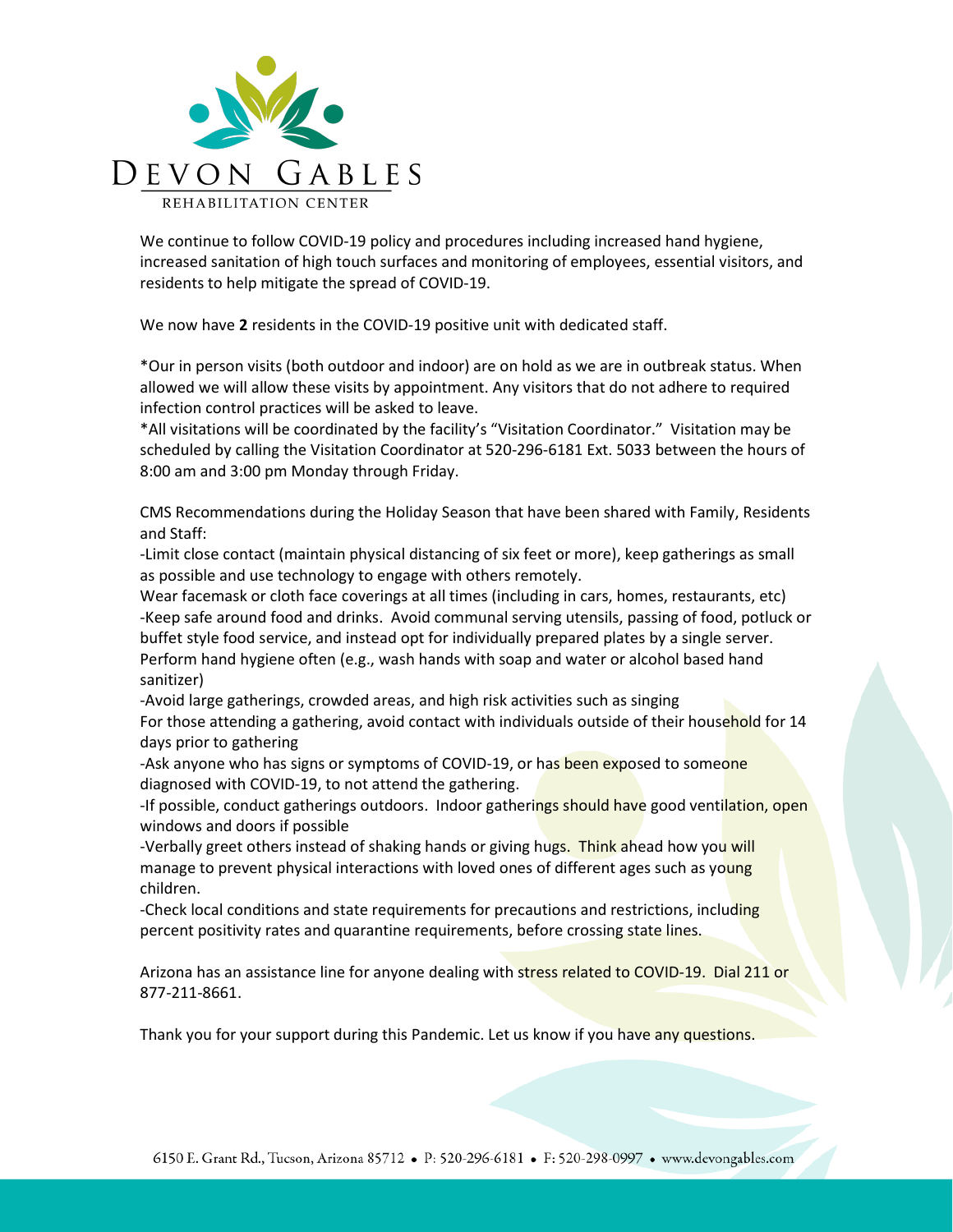DEVON GABLES

REHABILITATION CENTER

We continue to follow COVID-19 policy and procedures including increased hand hygiene, increased sanitation of high touch surfaces and monitoring of employees, essential visitors, and residents to help mitigate the spread of COVID-19.

We now have **2** residents in the COVID-19 positive unit with dedicated staff.

*Our in person visits (both outdoor and indoor) are on hold as we are in outbreak status. When allowed we will allow these visits by appointment. Any visitors that do not adhere to required infection control practices will be asked to leave.
*All visitations will be coordinated by the facility's "Visitation Coordinator." Visitation may be scheduled by calling the Visitation Coordinator at 520-296-6181 Ext. 5033 between the hours of 8:00 am and 3:00 pm Monday through Friday.

CMS Recommendations during the Holiday Season that have been shared with Family, Residents and Staff:
-Limit close contact (maintain physical distancing of six feet or more), keep gatherings as small as possible and use technology to engage with others remotely.
Wear facemask or cloth face coverings at all times (including in cars, homes, restaurants, etc)
-Keep safe around food and drinks. Avoid communal serving utensils, passing of food, potluck or buffet style food service, and instead opt for individually prepared plates by a single server.
Perform hand hygiene often (e.g., wash hands with soap and water or alcohol based hand sanitizer)
-Avoid large gatherings, crowded areas, and high risk activities such as singing
For those attending a gathering, avoid contact with individuals outside of their household for 14 days prior to gathering
-Ask anyone who has signs or symptoms of COVID-19, or has been exposed to someone diagnosed with COVID-19, to not attend the gathering.
-If possible, conduct gatherings outdoors. Indoor gatherings should have good ventilation, open windows and doors if possible
-Verbally greet others instead of shaking hands or giving hugs. Think ahead how you will manage to prevent physical interactions with loved ones of different ages such as young children.
-Check local conditions and state requirements for precautions and restrictions, including percent positivity rates and quarantine requirements, before crossing state lines.

Arizona has an assistance line for anyone dealing with stress related to COVID-19. Dial 211 or 877-211-8661.

Thank you for your support during this Pandemic. Let us know if you have any questions.

6150 E. Grant Rd., Tucson, Arizona 85712 • P: 520-296-6181 • F: 520-298-0997 • www.devongables.com